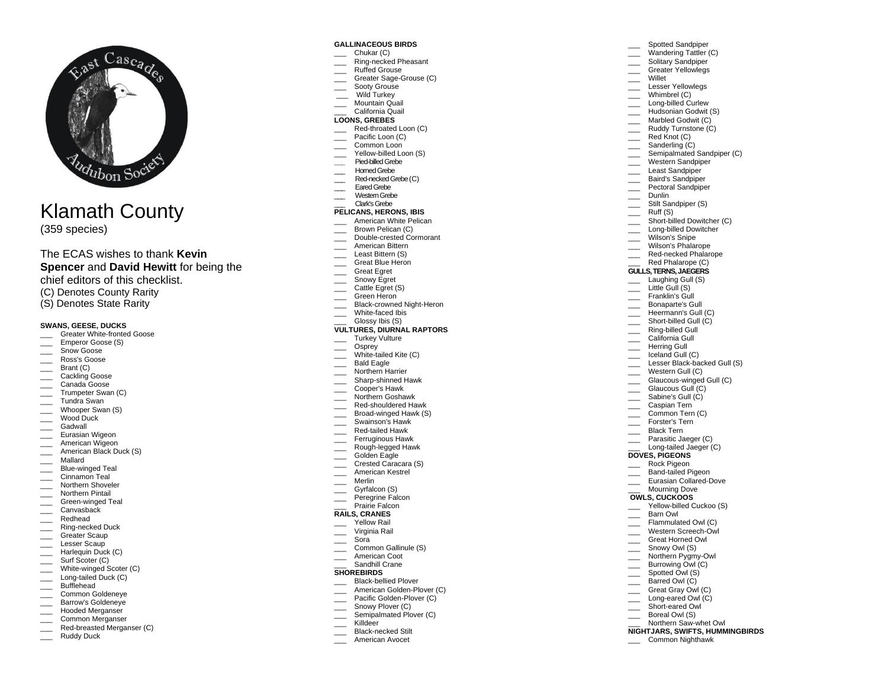East Cascades Audubon Society

# Klamath County

(359 species)

The ECAS wishes to thank **Kevin Spencer** and **David Hewitt** for being the chief editors of this checklist.
(C) Denotes County Rarity
(S) Denotes State Rarity

### SWANS, GEESE, DUCKS

- ___ Greater White-fronted Goose
- ___ Emperor Goose (S)
- ___ Snow Goose
- ___ Ross's Goose
- ___ Brant (C)
- ___ Cackling Goose
- ___ Canada Goose
- ___ Trumpeter Swan (C)
- ___ Tundra Swan
- ___ Whooper Swan (S)
- ___ Wood Duck
- ___ Gadwall
- ___ Eurasian Wigeon
- ___ American Wigeon
- ___ American Black Duck (S)
- ___ Mallard
- ___ Blue-winged Teal
- ___ Cinnamon Teal
- ___ Northern Shoveler
- ___ Northern Pintail
- ___ Green-winged Teal
- ___ Canvasback
- ___ Redhead
- ___ Ring-necked Duck
- ___ Greater Scaup
- ___ Lesser Scaup
- ___ Harlequin Duck (C)
- ___ Surf Scoter (C)
- ___ White-winged Scoter (C)
- ___ Long-tailed Duck (C)
- ___ Bufflehead
- ___ Common Goldeneye
- ___ Barrow's Goldeneye
- ___ Hooded Merganser
- ___ Common Merganser
- ___ Red-breasted Merganser (C)
- ___ Ruddy Duck

### GALLINACEOUS BIRDS

- ___ Chukar (C)
- ___ Ring-necked Pheasant
- ___ Ruffed Grouse
- ___ Greater Sage-Grouse (C)
- ___ Sooty Grouse
- ___ Wild Turkey
- ___ Mountain Quail
- ___ California Quail

### LOONS, GREBES

- ___ Red-throated Loon (C)
- ___ Pacific Loon (C)
- ___ Common Loon
- ___ Yellow-billed Loon (S)
- ___ Pied-billed Grebe
- ___ Horned Grebe
- ___ Red-necked Grebe (C)
- ___ Eared Grebe
- ___ Western Grebe
- ___ Clark's Grebe

### PELICANS, HERONS, IBIS

- ___ American White Pelican
- ___ Brown Pelican (C)
- ___ Double-crested Cormorant
- ___ American Bittern
- ___ Least Bittern (S)
- ___ Great Blue Heron
- ___ Great Egret
- ___ Snowy Egret
- ___ Cattle Egret (S)
- ___ Green Heron
- ___ Black-crowned Night-Heron
- ___ White-faced Ibis
- ___ Glossy Ibis (S)

### VULTURES, DIURNAL RAPTORS

- ___ Turkey Vulture
- ___ Osprey
- ___ White-tailed Kite (C)
- ___ Bald Eagle
- ___ Northern Harrier
- ___ Sharp-shinned Hawk
- ___ Cooper's Hawk
- ___ Northern Goshawk
- ___ Red-shouldered Hawk
- ___ Broad-winged Hawk (S)
- ___ Swainson's Hawk
- ___ Red-tailed Hawk
- ___ Ferruginous Hawk
- ___ Rough-legged Hawk
- ___ Golden Eagle
- ___ Crested Caracara (S)
- ___ American Kestrel
- ___ Merlin
- ___ Gyrfalcon (S)
- ___ Peregrine Falcon
- ___ Prairie Falcon

### RAILS, CRANES

- ___ Yellow Rail
- ___ Virginia Rail
- ___ Sora
- ___ Common Gallinule (S)
- ___ American Coot
- ___ Sandhill Crane

### SHOREBIRDS

- ___ Black-bellied Plover
- ___ American Golden-Plover (C)
- ___ Pacific Golden-Plover (C)
- ___ Snowy Plover (C)
- ___ Semipalmated Plover (C)
- ___ Killdeer
- ___ Black-necked Stilt
- ___ American Avocet
- ___ Spotted Sandpiper
- ___ Wandering Tattler (C)
- ___ Solitary Sandpiper
- ___ Greater Yellowlegs
- ___ Willet
- ___ Lesser Yellowlegs
- ___ Whimbrel (C)
- ___ Long-billed Curlew
- ___ Hudsonian Godwit (S)
- ___ Marbled Godwit (C)
- ___ Ruddy Turnstone (C)
- ___ Red Knot (C)
- ___ Sanderling (C)
- ___ Semipalmated Sandpiper (C)
- ___ Western Sandpiper
- ___ Least Sandpiper
- ___ Baird's Sandpiper
- ___ Pectoral Sandpiper
- ___ Dunlin
- ___ Stilt Sandpiper (S)
- ___ Ruff (S)
- ___ Short-billed Dowitcher (C)
- ___ Long-billed Dowitcher
- ___ Wilson's Snipe
- ___ Wilson's Phalarope
- ___ Red-necked Phalarope
- ___ Red Phalarope (C)

### GULLS, TERNS, JAEGERS

- ___ Laughing Gull (S)
- ___ Little Gull (S)
- ___ Franklin's Gull
- ___ Bonaparte's Gull
- ___ Heermann's Gull (C)
- ___ Short-billed Gull (C)
- ___ Ring-billed Gull
- ___ California Gull
- ___ Herring Gull
- ___ Iceland Gull (C)
- ___ Lesser Black-backed Gull (S)
- ___ Western Gull (C)
- ___ Glaucous-winged Gull (C)
- ___ Glaucous Gull (C)
- ___ Sabine's Gull (C)
- ___ Caspian Tern
- ___ Common Tern (C)
- ___ Forster's Tern
- ___ Black Tern
- ___ Parasitic Jaeger (C)
- ___ Long-tailed Jaeger (C)

### DOVES, PIGEONS

- ___ Rock Pigeon
- ___ Band-tailed Pigeon
- ___ Eurasian Collared-Dove
- ___ Mourning Dove

### OWLS, CUCKOOS

- ___ Yellow-billed Cuckoo (S)
- ___ Barn Owl
- ___ Flammulated Owl (C)
- ___ Western Screech-Owl
- ___ Great Horned Owl
- ___ Snowy Owl (S)
- ___ Northern Pygmy-Owl
- ___ Burrowing Owl (C)
- ___ Spotted Owl (S)
- ___ Barred Owl (C)
- ___ Great Gray Owl (C)
- ___ Long-eared Owl (C)
- ___ Short-eared Owl
- ___ Boreal Owl (S)
- ___ Northern Saw-whet Owl

### NIGHTJARS, SWIFTS, HUMMINGBIRDS

- ___ Common Nighthawk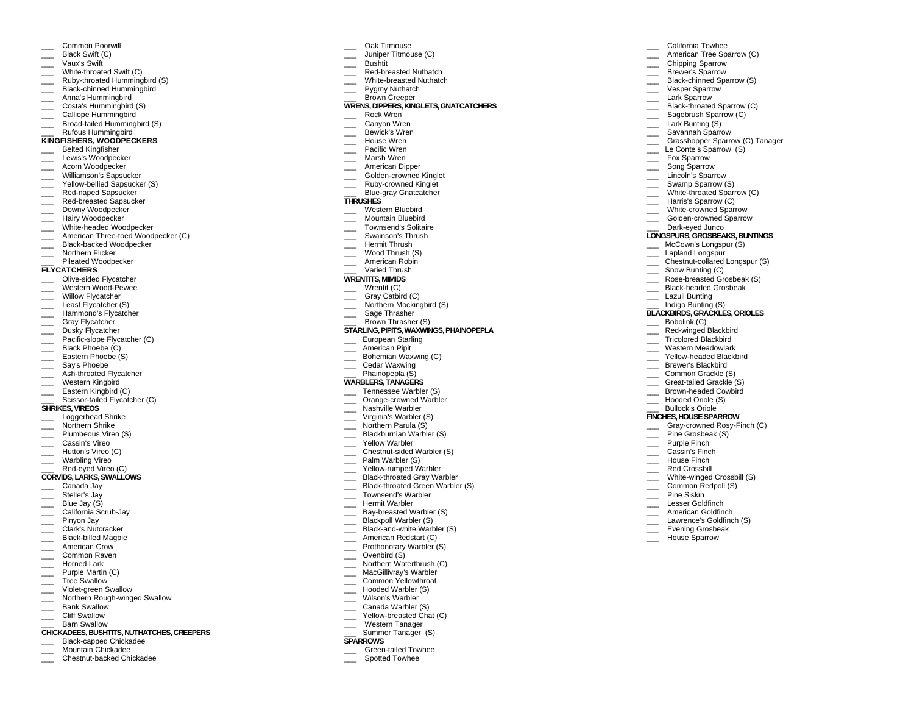___ Common Poorwill
___ Black Swift (C)
___ Vaux's Swift
___ White-throated Swift (C)
___ Ruby-throated Hummingbird (S)
___ Black-chinned Hummingbird
___ Anna's Hummingbird
___ Costa's Hummingbird (S)
___ Calliope Hummingbird
___ Broad-tailed Hummingbird (S)
___ Rufous Hummingbird

**KINGFISHERS, WOODPECKERS**

___ Belted Kingfisher
___ Lewis's Woodpecker
___ Acorn Woodpecker
___ Williamson's Sapsucker
___ Yellow-bellied Sapsucker (S)
___ Red-naped Sapsucker
___ Red-breasted Sapsucker
___ Downy Woodpecker
___ Hairy Woodpecker
___ White-headed Woodpecker
___ American Three-toed Woodpecker (C)
___ Black-backed Woodpecker
___ Northern Flicker
___ Pileated Woodpecker

**FLYCATCHERS**

___ Olive-sided Flycatcher
___ Western Wood-Pewee
___ Willow Flycatcher
___ Least Flycatcher (S)
___ Hammond's Flycatcher
___ Gray Flycatcher
___ Dusky Flycatcher
___ Pacific-slope Flycatcher (C)
___ Black Phoebe (C)
___ Eastern Phoebe (S)
___ Say's Phoebe
___ Ash-throated Flycatcher
___ Western Kingbird
___ Eastern Kingbird (C)
___ Scissor-tailed Flycatcher (C)

**SHRIKES, VIREOS**

___ Loggerhead Shrike
___ Northern Shrike
___ Plumbeous Vireo (S)
___ Cassin's Vireo
___ Hutton's Vireo (C)
___ Warbling Vireo
___ Red-eyed Vireo (C)

**CORVIDS, LARKS, SWALLOWS**

___ Canada Jay
___ Steller's Jay
___ Blue Jay (S)
___ California Scrub-Jay
___ Pinyon Jay
___ Clark's Nutcracker
___ Black-billed Magpie
___ American Crow
___ Common Raven
___ Horned Lark
___ Purple Martin (C)
___ Tree Swallow
___ Violet-green Swallow
___ Northern Rough-winged Swallow
___ Bank Swallow
___ Cliff Swallow
___ Barn Swallow

**CHICKADEES, BUSHTITS, NUTHATCHES, CREEPERS**

___ Black-capped Chickadee
___ Mountain Chickadee
___ Chestnut-backed Chickadee
___ Oak Titmouse
___ Juniper Titmouse (C)
___ Bushtit
___ Red-breasted Nuthatch
___ White-breasted Nuthatch
___ Pygmy Nuthatch
___ Brown Creeper

**WRENS, DIPPERS, KINGLETS, GNATCATCHERS**

___ Rock Wren
___ Canyon Wren
___ Bewick's Wren
___ House Wren
___ Pacific Wren
___ Marsh Wren
___ American Dipper
___ Golden-crowned Kinglet
___ Ruby-crowned Kinglet
___ Blue-gray Gnatcatcher

**THRUSHES**

___ Western Bluebird
___ Mountain Bluebird
___ Townsend's Solitaire
___ Swainson's Thrush
___ Hermit Thrush
___ Wood Thrush (S)
___ American Robin
___ Varied Thrush

**WRENTITS, MIMIDS**

___ Wrentit (C)
___ Gray Catbird (C)
___ Northern Mockingbird (S)
___ Sage Thrasher
___ Brown Thrasher (S)

**STARLING, PIPITS, WAXWINGS, PHAINOPEPLA**

___ European Starling
___ American Pipit
___ Bohemian Waxwing (C)
___ Cedar Waxwing
___ Phainopepla (S)

**WARBLERS, TANAGERS**

___ Tennessee Warbler (S)
___ Orange-crowned Warbler
___ Nashville Warbler
___ Virginia's Warbler (S)
___ Northern Parula (S)
___ Blackburnian Warbler (S)
___ Yellow Warbler
___ Chestnut-sided Warbler (S)
___ Palm Warbler (S)
___ Yellow-rumped Warbler
___ Black-throated Gray Warbler
___ Black-throated Green Warbler (S)
___ Townsend's Warbler
___ Hermit Warbler
___ Bay-breasted Warbler (S)
___ Blackpoll Warbler (S)
___ Black-and-white Warbler (S)
___ American Redstart (C)
___ Prothonotary Warbler (S)
___ Ovenbird (S)
___ Northern Waterthrush (C)
___ MacGillivray's Warbler
___ Common Yellowthroat
___ Hooded Warbler (S)
___ Wilson's Warbler
___ Canada Warbler (S)
___ Yellow-breasted Chat (C)
___ Western Tanager
___ Summer Tanager (S)

**SPARROWS**

___ Green-tailed Towhee
___ Spotted Towhee
___ California Towhee
___ American Tree Sparrow (C)
___ Chipping Sparrow
___ Brewer's Sparrow
___ Black-chinned Sparrow (S)
___ Vesper Sparrow
___ Lark Sparrow
___ Black-throated Sparrow (C)
___ Sagebrush Sparrow (C)
___ Lark Bunting (S)
___ Savannah Sparrow
___ Grasshopper Sparrow (C) Tanager
___ Le Conte's Sparrow (S)
___ Fox Sparrow
___ Song Sparrow
___ Lincoln's Sparrow
___ Swamp Sparrow (S)
___ White-throated Sparrow (C)
___ Harris's Sparrow (C)
___ White-crowned Sparrow
___ Golden-crowned Sparrow
___ Dark-eyed Junco

**LONGSPURS, GROSBEAKS, BUNTINGS**

___ McCown's Longspur (S)
___ Lapland Longspur
___ Chestnut-collared Longspur (S)
___ Snow Bunting (C)
___ Rose-breasted Grosbeak (S)
___ Black-headed Grosbeak
___ Lazuli Bunting
___ Indigo Bunting (S)

**BLACKBIRDS, GRACKLES, ORIOLES**

___ Bobolink (C)
___ Red-winged Blackbird
___ Tricolored Blackbird
___ Western Meadowlark
___ Yellow-headed Blackbird
___ Brewer's Blackbird
___ Common Grackle (S)
___ Great-tailed Grackle (S)
___ Brown-headed Cowbird
___ Hooded Oriole (S)
___ Bullock's Oriole

**FINCHES, HOUSE SPARROW**

___ Gray-crowned Rosy-Finch (C)
___ Pine Grosbeak (S)
___ Purple Finch
___ Cassin's Finch
___ House Finch
___ Red Crossbill
___ White-winged Crossbill (S)
___ Common Redpoll (S)
___ Pine Siskin
___ Lesser Goldfinch
___ American Goldfinch
___ Lawrence's Goldfinch (S)
___ Evening Grosbeak
___ House Sparrow